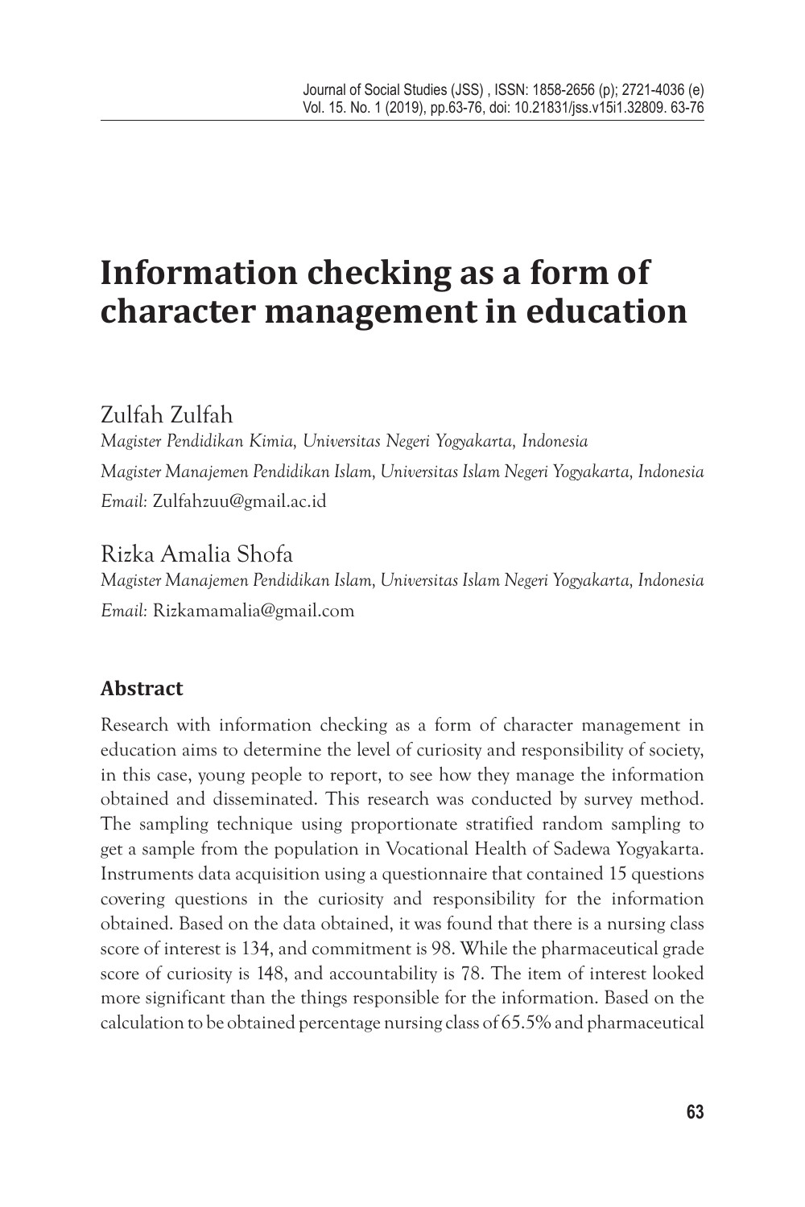# Information checking as a form of character management in education

Zulfah Zulfah

*Magister Pendidikan Kimia, Universitas Negeri Yogyakarta, Indonesia*

*Magister Manajemen Pendidikan Islam, Universitas Islam Negeri Yogyakarta, Indonesia*

*Email:* Zulfahzuu@gmail.ac.id

Rizka Amalia Shofa

*Magister Manajemen Pendidikan Islam, Universitas Islam Negeri Yogyakarta, Indonesia*

*Email:* Rizkamamalia@gmail.com

## Abstract

Research with information checking as a form of character management in education aims to determine the level of curiosity and responsibility of society, in this case, young people to report, to see how they manage the information obtained and disseminated. This research was conducted by survey method. The sampling technique using proportionate stratified random sampling to get a sample from the population in Vocational Health of Sadewa Yogyakarta. Instruments data acquisition using a questionnaire that contained 15 questions covering questions in the curiosity and responsibility for the information obtained. Based on the data obtained, it was found that there is a nursing class score of interest is 134, and commitment is 98. While the pharmaceutical grade score of curiosity is 148, and accountability is 78. The item of interest looked more significant than the things responsible for the information. Based on the calculation to be obtained percentage nursing class of 65.5% and pharmaceutical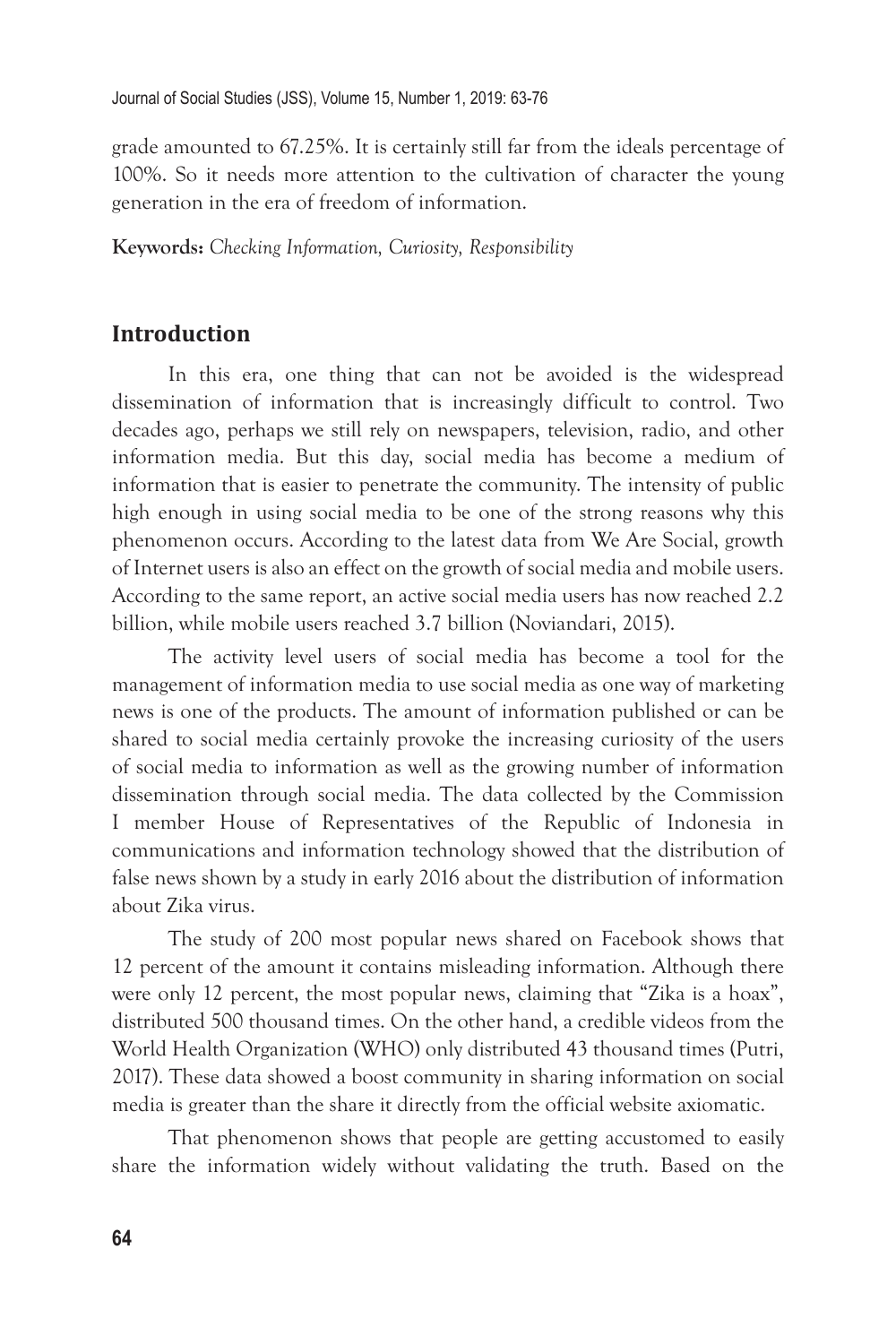grade amounted to 67.25%. It is certainly still far from the ideals percentage of 100%. So it needs more attention to the cultivation of character the young generation in the era of freedom of information.

**Keywords:** *Checking Information, Curiosity, Responsibility*

## Introduction

In this era, one thing that can not be avoided is the widespread dissemination of information that is increasingly difficult to control. Two decades ago, perhaps we still rely on newspapers, television, radio, and other information media. But this day, social media has become a medium of information that is easier to penetrate the community. The intensity of public high enough in using social media to be one of the strong reasons why this phenomenon occurs. According to the latest data from We Are Social, growth of Internet users is also an effect on the growth of social media and mobile users. According to the same report, an active social media users has now reached 2.2 billion, while mobile users reached 3.7 billion (Noviandari, 2015).

The activity level users of social media has become a tool for the management of information media to use social media as one way of marketing news is one of the products. The amount of information published or can be shared to social media certainly provoke the increasing curiosity of the users of social media to information as well as the growing number of information dissemination through social media. The data collected by the Commission I member House of Representatives of the Republic of Indonesia in communications and information technology showed that the distribution of false news shown by a study in early 2016 about the distribution of information about Zika virus.

The study of 200 most popular news shared on Facebook shows that 12 percent of the amount it contains misleading information. Although there were only 12 percent, the most popular news, claiming that "Zika is a hoax", distributed 500 thousand times. On the other hand, a credible videos from the World Health Organization (WHO) only distributed 43 thousand times (Putri, 2017). These data showed a boost community in sharing information on social media is greater than the share it directly from the official website axiomatic.

That phenomenon shows that people are getting accustomed to easily share the information widely without validating the truth. Based on the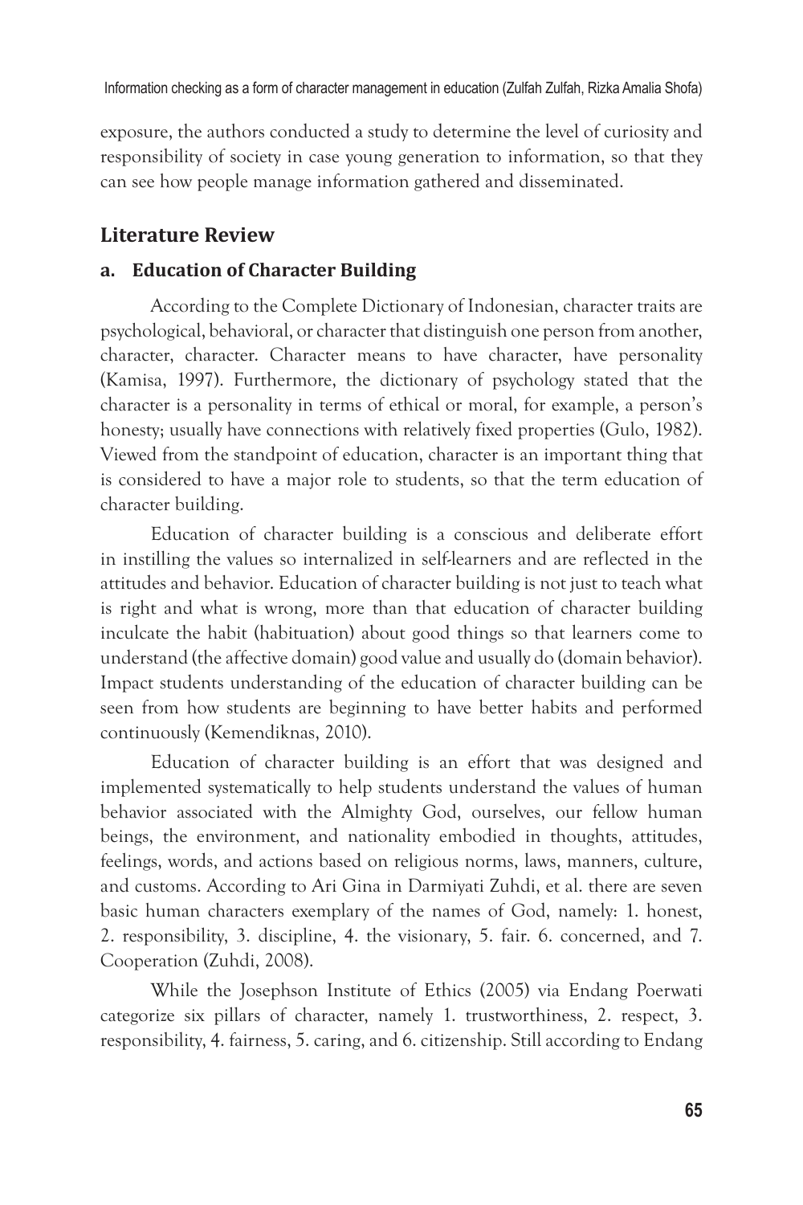exposure, the authors conducted a study to determine the level of curiosity and responsibility of society in case young generation to information, so that they can see how people manage information gathered and disseminated.

## Literature Review

### a. Education of Character Building

According to the Complete Dictionary of Indonesian, character traits are psychological, behavioral, or character that distinguish one person from another, character, character. Character means to have character, have personality (Kamisa, 1997). Furthermore, the dictionary of psychology stated that the character is a personality in terms of ethical or moral, for example, a person's honesty; usually have connections with relatively fixed properties (Gulo, 1982). Viewed from the standpoint of education, character is an important thing that is considered to have a major role to students, so that the term education of character building.

Education of character building is a conscious and deliberate effort in instilling the values so internalized in self-learners and are reflected in the attitudes and behavior. Education of character building is not just to teach what is right and what is wrong, more than that education of character building inculcate the habit (habituation) about good things so that learners come to understand (the affective domain) good value and usually do (domain behavior). Impact students understanding of the education of character building can be seen from how students are beginning to have better habits and performed continuously (Kemendiknas, 2010).

Education of character building is an effort that was designed and implemented systematically to help students understand the values of human behavior associated with the Almighty God, ourselves, our fellow human beings, the environment, and nationality embodied in thoughts, attitudes, feelings, words, and actions based on religious norms, laws, manners, culture, and customs. According to Ari Gina in Darmiyati Zuhdi, et al. there are seven basic human characters exemplary of the names of God, namely: 1. honest, 2. responsibility, 3. discipline, 4. the visionary, 5. fair. 6. concerned, and 7. Cooperation (Zuhdi, 2008).

While the Josephson Institute of Ethics (2005) via Endang Poerwati categorize six pillars of character, namely 1. trustworthiness, 2. respect, 3. responsibility, 4. fairness, 5. caring, and 6. citizenship. Still according to Endang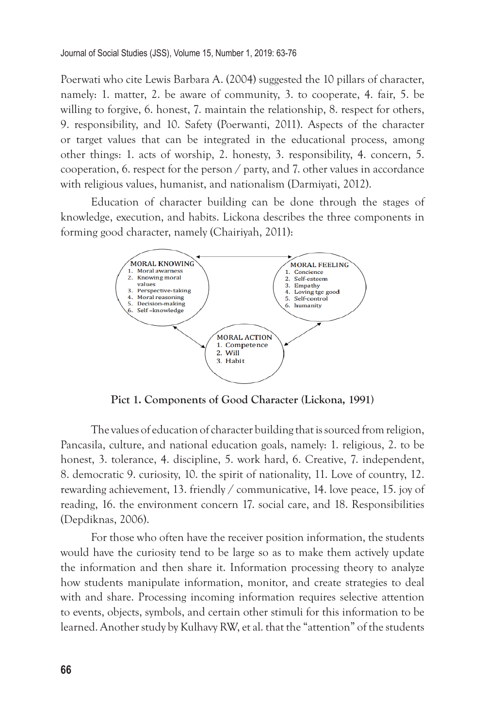Poerwati who cite Lewis Barbara A. (2004) suggested the 10 pillars of character, namely: 1. matter, 2. be aware of community, 3. to cooperate, 4. fair, 5. be willing to forgive, 6. honest, 7. maintain the relationship, 8. respect for others, 9. responsibility, and 10. Safety (Poerwanti, 2011). Aspects of the character or target values that can be integrated in the educational process, among other things: 1. acts of worship, 2. honesty, 3. responsibility, 4. concern, 5. cooperation, 6. respect for the person / party, and 7. other values in accordance with religious values, humanist, and nationalism (Darmiyati, 2012).

Education of character building can be done through the stages of knowledge, execution, and habits. Lickona describes the three components in forming good character, namely (Chairiyah, 2011):

MORAL KNOWING
1. Moral awarness
2. Knowing moral values
3. Perspective-taking
4. Moral reasoning
5. Decision-making
6. Self –knowledge

MORAL FEELING
1. Concience
2. Self-esteem
3. Empathy
4. Loving tge good
5. Self-control
6. humanity

MORAL ACTION
1. Competence
2. Will
3. Habit

**Pict 1. Components of Good Character (Lickona, 1991)**

The values of education of character building that is sourced from religion, Pancasila, culture, and national education goals, namely: 1. religious, 2. to be honest, 3. tolerance, 4. discipline, 5. work hard, 6. Creative, 7. independent, 8. democratic 9. curiosity, 10. the spirit of nationality, 11. Love of country, 12. rewarding achievement, 13. friendly / communicative, 14. love peace, 15. joy of reading, 16. the environment concern 17. social care, and 18. Responsibilities (Depdiknas, 2006).

For those who often have the receiver position information, the students would have the curiosity tend to be large so as to make them actively update the information and then share it. Information processing theory to analyze how students manipulate information, monitor, and create strategies to deal with and share. Processing incoming information requires selective attention to events, objects, symbols, and certain other stimuli for this information to be learned. Another study by Kulhavy RW, et al. that the "attention" of the students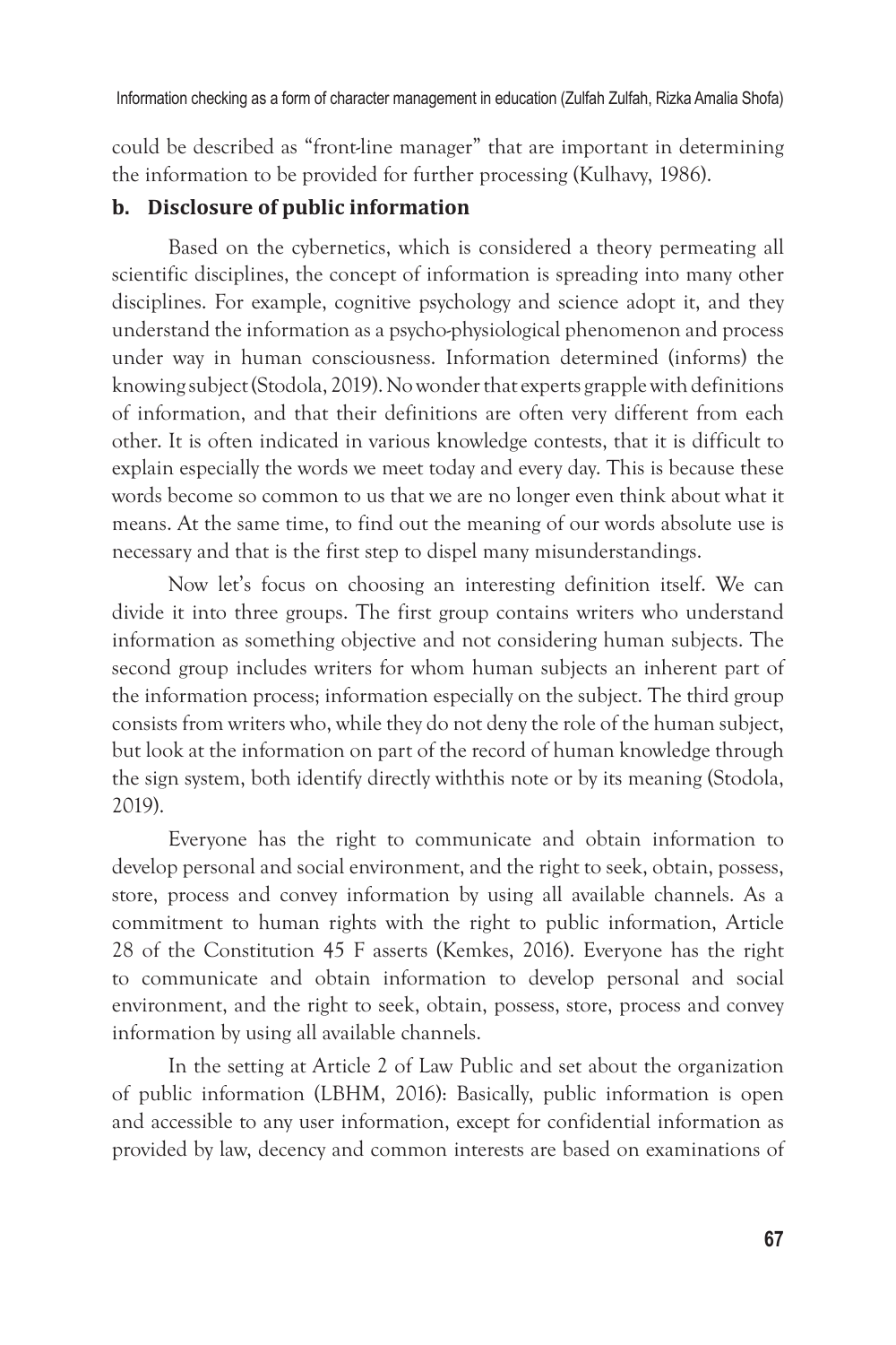could be described as "front-line manager" that are important in determining the information to be provided for further processing (Kulhavy, 1986).

### b. Disclosure of public information

Based on the cybernetics, which is considered a theory permeating all scientific disciplines, the concept of information is spreading into many other disciplines. For example, cognitive psychology and science adopt it, and they understand the information as a psycho-physiological phenomenon and process under way in human consciousness. Information determined (informs) the knowing subject (Stodola, 2019). No wonder that experts grapple with definitions of information, and that their definitions are often very different from each other. It is often indicated in various knowledge contests, that it is difficult to explain especially the words we meet today and every day. This is because these words become so common to us that we are no longer even think about what it means. At the same time, to find out the meaning of our words absolute use is necessary and that is the first step to dispel many misunderstandings.

Now let's focus on choosing an interesting definition itself. We can divide it into three groups. The first group contains writers who understand information as something objective and not considering human subjects. The second group includes writers for whom human subjects an inherent part of the information process; information especially on the subject. The third group consists from writers who, while they do not deny the role of the human subject, but look at the information on part of the record of human knowledge through the sign system, both identify directly withthis note or by its meaning (Stodola, 2019).

Everyone has the right to communicate and obtain information to develop personal and social environment, and the right to seek, obtain, possess, store, process and convey information by using all available channels. As a commitment to human rights with the right to public information, Article 28 of the Constitution 45 F asserts (Kemkes, 2016). Everyone has the right to communicate and obtain information to develop personal and social environment, and the right to seek, obtain, possess, store, process and convey information by using all available channels.

In the setting at Article 2 of Law Public and set about the organization of public information (LBHM, 2016): Basically, public information is open and accessible to any user information, except for confidential information as provided by law, decency and common interests are based on examinations of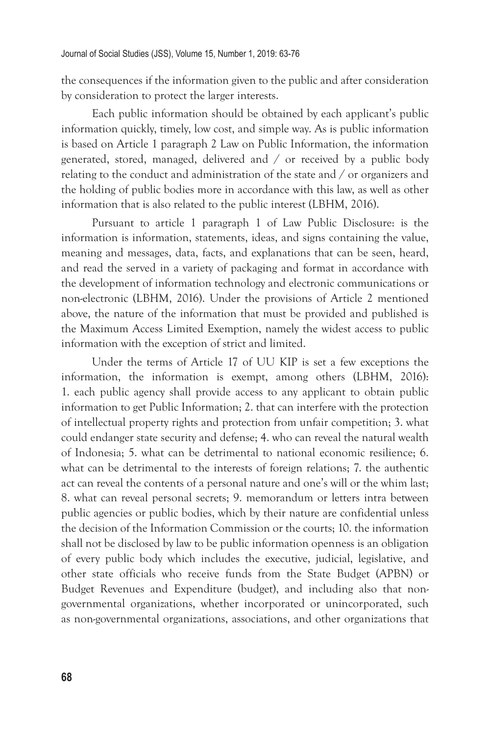the consequences if the information given to the public and after consideration by consideration to protect the larger interests.

Each public information should be obtained by each applicant's public information quickly, timely, low cost, and simple way. As is public information is based on Article 1 paragraph 2 Law on Public Information, the information generated, stored, managed, delivered and / or received by a public body relating to the conduct and administration of the state and / or organizers and the holding of public bodies more in accordance with this law, as well as other information that is also related to the public interest (LBHM, 2016).

Pursuant to article 1 paragraph 1 of Law Public Disclosure: is the information is information, statements, ideas, and signs containing the value, meaning and messages, data, facts, and explanations that can be seen, heard, and read the served in a variety of packaging and format in accordance with the development of information technology and electronic communications or non-electronic (LBHM, 2016). Under the provisions of Article 2 mentioned above, the nature of the information that must be provided and published is the Maximum Access Limited Exemption, namely the widest access to public information with the exception of strict and limited.

Under the terms of Article 17 of UU KIP is set a few exceptions the information, the information is exempt, among others (LBHM, 2016): 1. each public agency shall provide access to any applicant to obtain public information to get Public Information; 2. that can interfere with the protection of intellectual property rights and protection from unfair competition; 3. what could endanger state security and defense; 4. who can reveal the natural wealth of Indonesia; 5. what can be detrimental to national economic resilience; 6. what can be detrimental to the interests of foreign relations; 7. the authentic act can reveal the contents of a personal nature and one's will or the whim last; 8. what can reveal personal secrets; 9. memorandum or letters intra between public agencies or public bodies, which by their nature are confidential unless the decision of the Information Commission or the courts; 10. the information shall not be disclosed by law to be public information openness is an obligation of every public body which includes the executive, judicial, legislative, and other state officials who receive funds from the State Budget (APBN) or Budget Revenues and Expenditure (budget), and including also that non-governmental organizations, whether incorporated or unincorporated, such as non-governmental organizations, associations, and other organizations that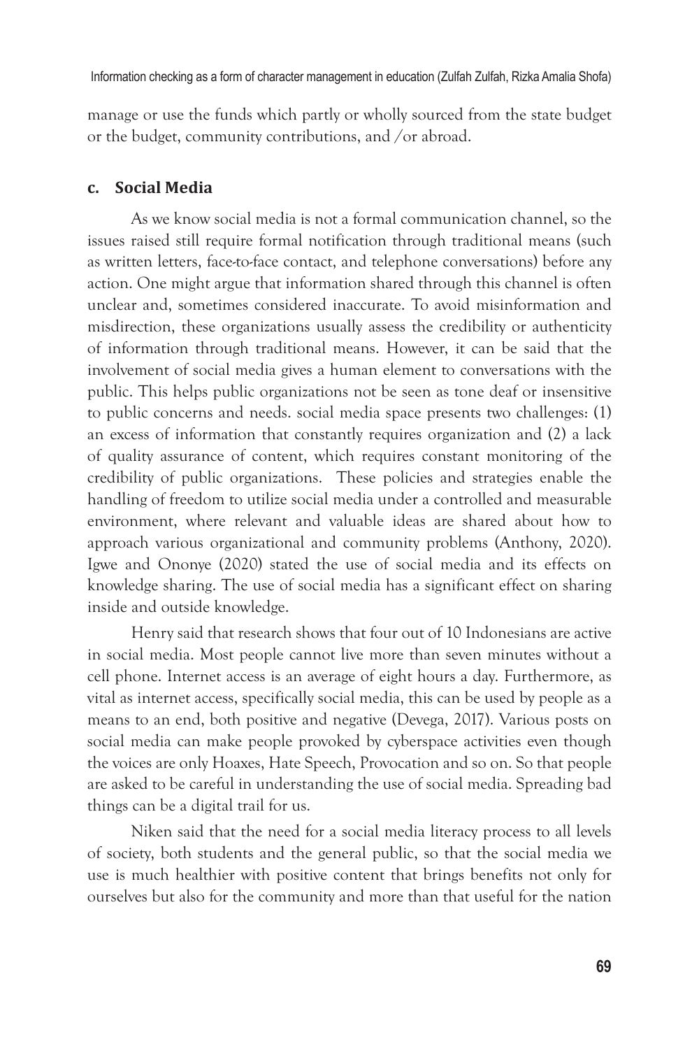manage or use the funds which partly or wholly sourced from the state budget or the budget, community contributions, and /or abroad.

### c. Social Media

As we know social media is not a formal communication channel, so the issues raised still require formal notification through traditional means (such as written letters, face-to-face contact, and telephone conversations) before any action. One might argue that information shared through this channel is often unclear and, sometimes considered inaccurate. To avoid misinformation and misdirection, these organizations usually assess the credibility or authenticity of information through traditional means. However, it can be said that the involvement of social media gives a human element to conversations with the public. This helps public organizations not be seen as tone deaf or insensitive to public concerns and needs. social media space presents two challenges: (1) an excess of information that constantly requires organization and (2) a lack of quality assurance of content, which requires constant monitoring of the credibility of public organizations. These policies and strategies enable the handling of freedom to utilize social media under a controlled and measurable environment, where relevant and valuable ideas are shared about how to approach various organizational and community problems (Anthony, 2020). Igwe and Ononye (2020) stated the use of social media and its effects on knowledge sharing. The use of social media has a significant effect on sharing inside and outside knowledge.

Henry said that research shows that four out of 10 Indonesians are active in social media. Most people cannot live more than seven minutes without a cell phone. Internet access is an average of eight hours a day. Furthermore, as vital as internet access, specifically social media, this can be used by people as a means to an end, both positive and negative (Devega, 2017). Various posts on social media can make people provoked by cyberspace activities even though the voices are only Hoaxes, Hate Speech, Provocation and so on. So that people are asked to be careful in understanding the use of social media. Spreading bad things can be a digital trail for us.

Niken said that the need for a social media literacy process to all levels of society, both students and the general public, so that the social media we use is much healthier with positive content that brings benefits not only for ourselves but also for the community and more than that useful for the nation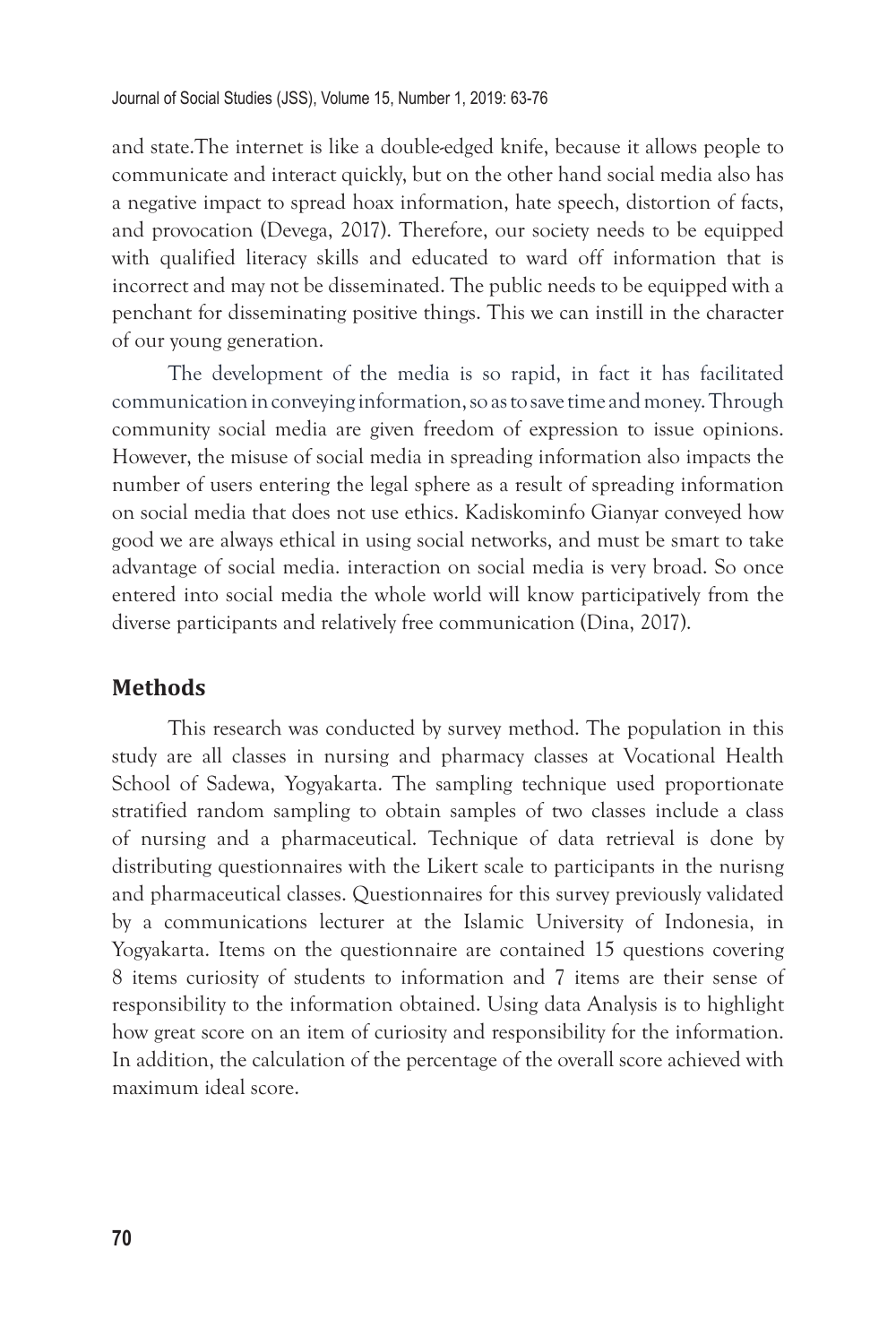and state.The internet is like a double-edged knife, because it allows people to communicate and interact quickly, but on the other hand social media also has a negative impact to spread hoax information, hate speech, distortion of facts, and provocation (Devega, 2017). Therefore, our society needs to be equipped with qualified literacy skills and educated to ward off information that is incorrect and may not be disseminated. The public needs to be equipped with a penchant for disseminating positive things. This we can instill in the character of our young generation.

The development of the media is so rapid, in fact it has facilitated communication in conveying information, so as to save time and money. Through community social media are given freedom of expression to issue opinions. However, the misuse of social media in spreading information also impacts the number of users entering the legal sphere as a result of spreading information on social media that does not use ethics. Kadiskominfo Gianyar conveyed how good we are always ethical in using social networks, and must be smart to take advantage of social media. interaction on social media is very broad. So once entered into social media the whole world will know participatively from the diverse participants and relatively free communication (Dina, 2017).

## Methods

This research was conducted by survey method. The population in this study are all classes in nursing and pharmacy classes at Vocational Health School of Sadewa, Yogyakarta. The sampling technique used proportionate stratified random sampling to obtain samples of two classes include a class of nursing and a pharmaceutical. Technique of data retrieval is done by distributing questionnaires with the Likert scale to participants in the nurisng and pharmaceutical classes. Questionnaires for this survey previously validated by a communications lecturer at the Islamic University of Indonesia, in Yogyakarta. Items on the questionnaire are contained 15 questions covering 8 items curiosity of students to information and 7 items are their sense of responsibility to the information obtained. Using data Analysis is to highlight how great score on an item of curiosity and responsibility for the information. In addition, the calculation of the percentage of the overall score achieved with maximum ideal score.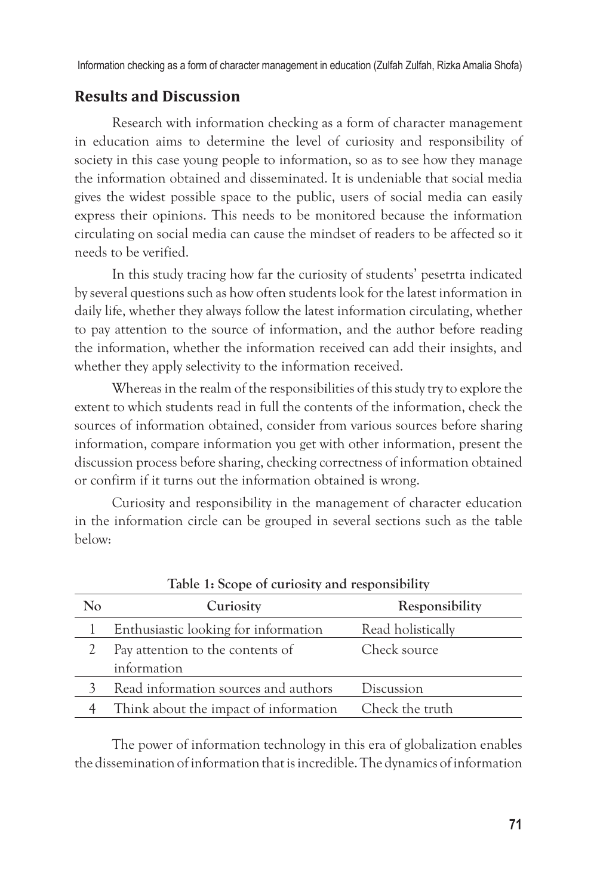## Results and Discussion

Research with information checking as a form of character management in education aims to determine the level of curiosity and responsibility of society in this case young people to information, so as to see how they manage the information obtained and disseminated. It is undeniable that social media gives the widest possible space to the public, users of social media can easily express their opinions. This needs to be monitored because the information circulating on social media can cause the mindset of readers to be affected so it needs to be verified.

In this study tracing how far the curiosity of students' pesetrta indicated by several questions such as how often students look for the latest information in daily life, whether they always follow the latest information circulating, whether to pay attention to the source of information, and the author before reading the information, whether the information received can add their insights, and whether they apply selectivity to the information received.

Whereas in the realm of the responsibilities of this study try to explore the extent to which students read in full the contents of the information, check the sources of information obtained, consider from various sources before sharing information, compare information you get with other information, present the discussion process before sharing, checking correctness of information obtained or confirm if it turns out the information obtained is wrong.

Curiosity and responsibility in the management of character education in the information circle can be grouped in several sections such as the table below:

**Table 1: Scope of curiosity and responsibility**

| No | Curiosity | Responsibility |
|---|---|---|
| 1 | Enthusiastic looking for information | Read holistically |
| 2 | Pay attention to the contents of information | Check source |
| 3 | Read information sources and authors | Discussion |
| 4 | Think about the impact of information | Check the truth |

The power of information technology in this era of globalization enables the dissemination of information that is incredible. The dynamics of information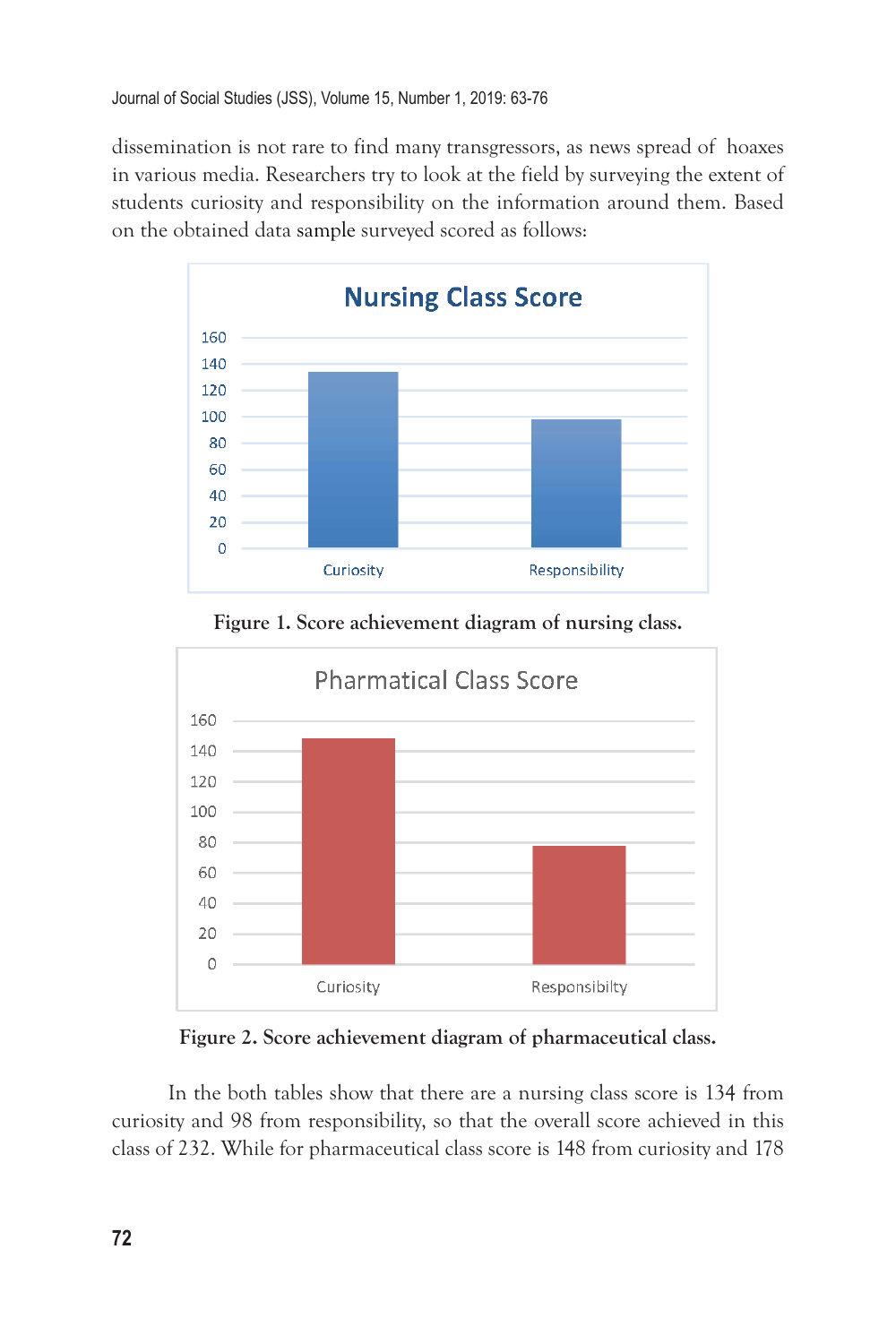dissemination is not rare to find many transgressors, as news spread of hoaxes in various media. Researchers try to look at the field by surveying the extent of students curiosity and responsibility on the information around them. Based on the obtained data sample surveyed scored as follows:

**Figure 1. Score achievement diagram of nursing class.**

**Figure 2. Score achievement diagram of pharmaceutical class.**

In the both tables show that there are a nursing class score is 134 from curiosity and 98 from responsibility, so that the overall score achieved in this class of 232. While for pharmaceutical class score is 148 from curiosity and 178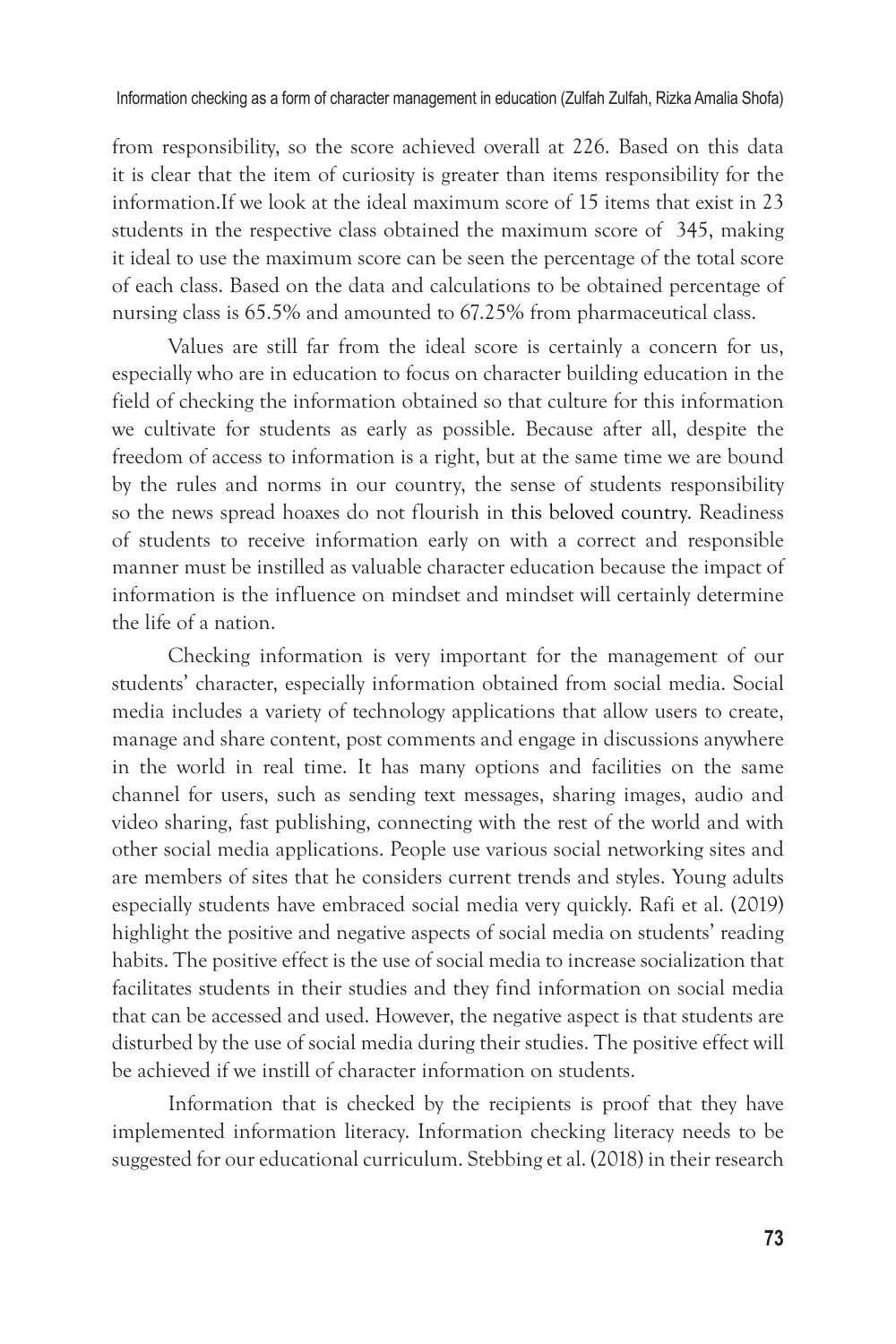from responsibility, so the score achieved overall at 226. Based on this data it is clear that the item of curiosity is greater than items responsibility for the information.If we look at the ideal maximum score of 15 items that exist in 23 students in the respective class obtained the maximum score of 345, making it ideal to use the maximum score can be seen the percentage of the total score of each class. Based on the data and calculations to be obtained percentage of nursing class is 65.5% and amounted to 67.25% from pharmaceutical class.

Values are still far from the ideal score is certainly a concern for us, especially who are in education to focus on character building education in the field of checking the information obtained so that culture for this information we cultivate for students as early as possible. Because after all, despite the freedom of access to information is a right, but at the same time we are bound by the rules and norms in our country, the sense of students responsibility so the news spread hoaxes do not flourish in this beloved country. Readiness of students to receive information early on with a correct and responsible manner must be instilled as valuable character education because the impact of information is the influence on mindset and mindset will certainly determine the life of a nation.

Checking information is very important for the management of our students' character, especially information obtained from social media. Social media includes a variety of technology applications that allow users to create, manage and share content, post comments and engage in discussions anywhere in the world in real time. It has many options and facilities on the same channel for users, such as sending text messages, sharing images, audio and video sharing, fast publishing, connecting with the rest of the world and with other social media applications. People use various social networking sites and are members of sites that he considers current trends and styles. Young adults especially students have embraced social media very quickly. Rafi et al. (2019) highlight the positive and negative aspects of social media on students' reading habits. The positive effect is the use of social media to increase socialization that facilitates students in their studies and they find information on social media that can be accessed and used. However, the negative aspect is that students are disturbed by the use of social media during their studies. The positive effect will be achieved if we instill of character information on students.

Information that is checked by the recipients is proof that they have implemented information literacy. Information checking literacy needs to be suggested for our educational curriculum. Stebbing et al. (2018) in their research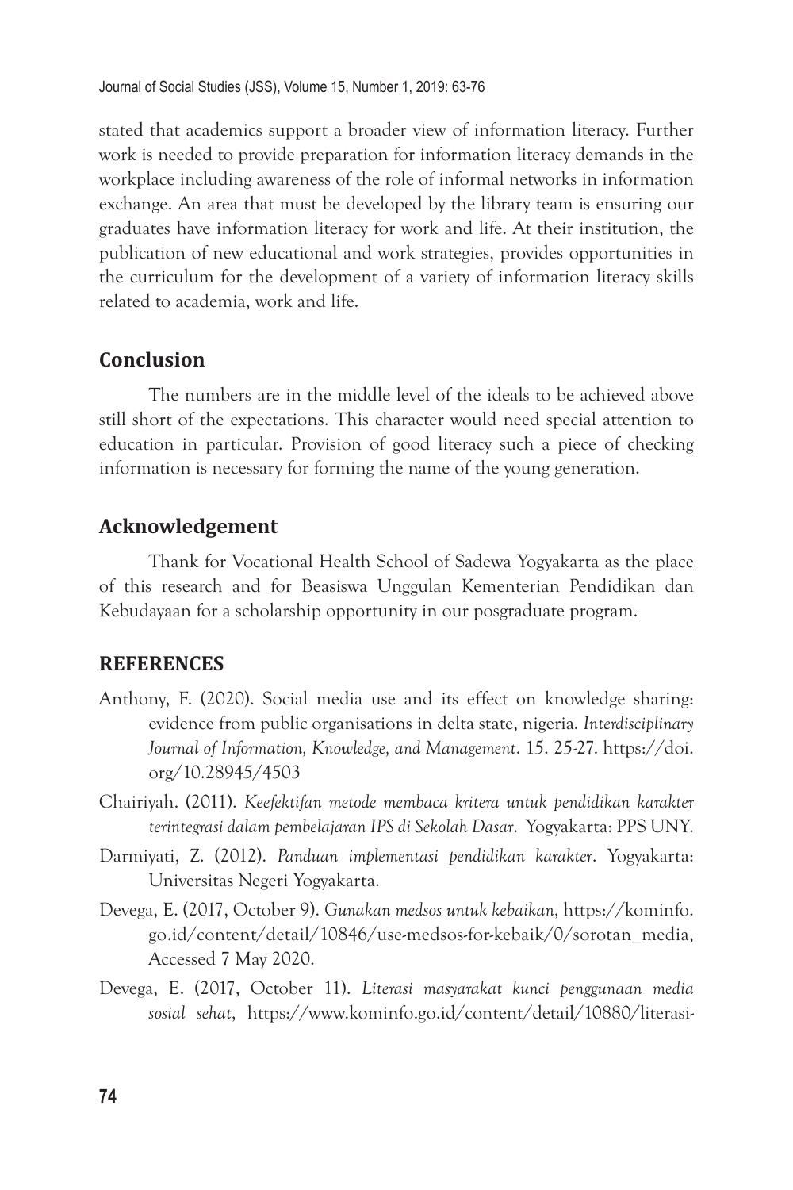stated that academics support a broader view of information literacy. Further work is needed to provide preparation for information literacy demands in the workplace including awareness of the role of informal networks in information exchange. An area that must be developed by the library team is ensuring our graduates have information literacy for work and life. At their institution, the publication of new educational and work strategies, provides opportunities in the curriculum for the development of a variety of information literacy skills related to academia, work and life.

## Conclusion

The numbers are in the middle level of the ideals to be achieved above still short of the expectations. This character would need special attention to education in particular. Provision of good literacy such a piece of checking information is necessary for forming the name of the young generation.

## Acknowledgement

Thank for Vocational Health School of Sadewa Yogyakarta as the place of this research and for Beasiswa Unggulan Kementerian Pendidikan dan Kebudayaan for a scholarship opportunity in our posgraduate program.

## REFERENCES

Anthony, F. (2020). Social media use and its effect on knowledge sharing: evidence from public organisations in delta state, nigeria. *Interdisciplinary Journal of Information, Knowledge, and Management*. 15. 25-27. https://doi.org/10.28945/4503

Chairiyah. (2011). *Keefektifan metode membaca kritera untuk pendidikan karakter terintegrasi dalam pembelajaran IPS di Sekolah Dasar*. Yogyakarta: PPS UNY.

Darmiyati, Z. (2012). *Panduan implementasi pendidikan karakter*. Yogyakarta: Universitas Negeri Yogyakarta.

Devega, E. (2017, October 9). *Gunakan medsos untuk kebaikan*, https://kominfo.go.id/content/detail/10846/use-medsos-for-kebaik/0/sorotan_media, Accessed 7 May 2020.

Devega, E. (2017, October 11). *Literasi masyarakat kunci penggunaan media sosial sehat*, https://www.kominfo.go.id/content/detail/10880/literasi-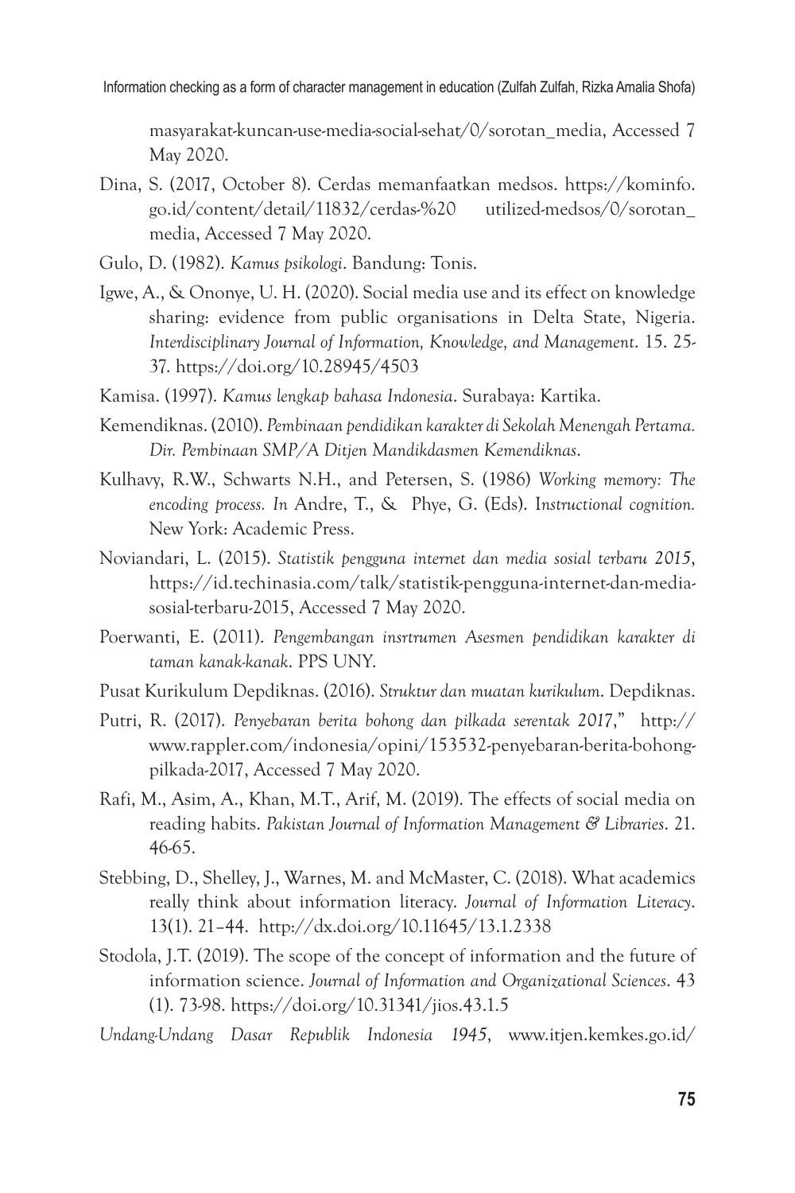masyarakat-kuncan-use-media-social-sehat/0/sorotan_media, Accessed 7 May 2020.

Dina, S. (2017, October 8). Cerdas memanfaatkan medsos. https://kominfo.go.id/content/detail/11832/cerdas-%20 utilized-medsos/0/sorotan_media, Accessed 7 May 2020.

Gulo, D. (1982). *Kamus psikologi*. Bandung: Tonis.

Igwe, A., & Ononye, U. H. (2020). Social media use and its effect on knowledge sharing: evidence from public organisations in Delta State, Nigeria. *Interdisciplinary Journal of Information, Knowledge, and Management*. 15. 25-37. https://doi.org/10.28945/4503

Kamisa. (1997). *Kamus lengkap bahasa Indonesia*. Surabaya: Kartika.

Kemendiknas. (2010). *Pembinaan pendidikan karakter di Sekolah Menengah Pertama. Dir. Pembinaan SMP/A Ditjen Mandikdasmen Kemendiknas*.

Kulhavy, R.W., Schwarts N.H., and Petersen, S. (1986) *Working memory: The encoding process. In* Andre, T., & Phye, G. (Eds). I*nstructional cognition.* New York: Academic Press.

Noviandari, L. (2015). *Statistik pengguna internet dan media sosial terbaru 2015*, https://id.techinasia.com/talk/statistik-pengguna-internet-dan-media-sosial-terbaru-2015, Accessed 7 May 2020.

Poerwanti, E. (2011). *Pengembangan insrtrumen Asesmen pendidikan karakter di taman kanak-kanak*. PPS UNY.

Pusat Kurikulum Depdiknas. (2016). *Struktur dan muatan kurikulum*. Depdiknas.

Putri, R. (2017). *Penyebaran berita bohong dan pilkada serentak 2017*," http://www.rappler.com/indonesia/opini/153532-penyebaran-berita-bohong-pilkada-2017, Accessed 7 May 2020.

Rafi, M., Asim, A., Khan, M.T., Arif, M. (2019). The effects of social media on reading habits. *Pakistan Journal of Information Management & Libraries*. 21. 46-65.

Stebbing, D., Shelley, J., Warnes, M. and McMaster, C. (2018). What academics really think about information literacy. *Journal of Information Literacy*. 13(1). 21–44. http://dx.doi.org/10.11645/13.1.2338

Stodola, J.T. (2019). The scope of the concept of information and the future of information science. *Journal of Information and Organizational Sciences*. 43 (1). 73-98. https://doi.org/10.31341/jios.43.1.5

*Undang-Undang Dasar Republik Indonesia 1945*, www.itjen.kemkes.go.id/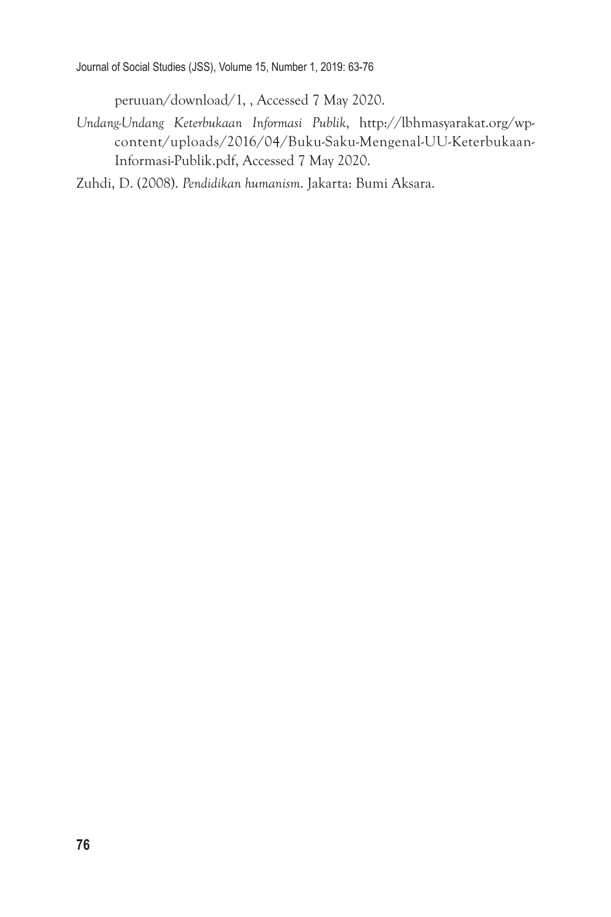peruuan/download/1, , Accessed 7 May 2020.

*Undang-Undang Keterbukaan Informasi Publik*, http://lbhmasyarakat.org/wp-content/uploads/2016/04/Buku-Saku-Mengenal-UU-Keterbukaan-Informasi-Publik.pdf, Accessed 7 May 2020.

Zuhdi, D. (2008). *Pendidikan humanism*. Jakarta: Bumi Aksara.